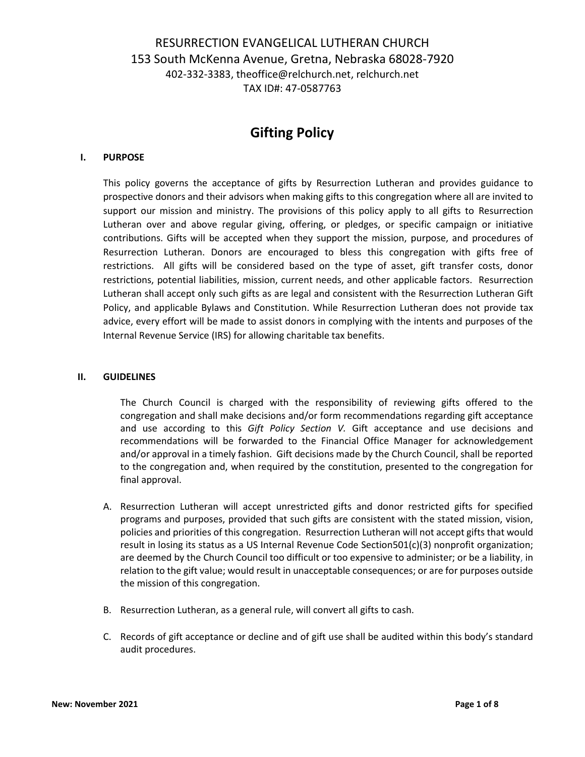# RESURRECTION EVANGELICAL LUTHERAN CHURCH

153 South McKenna Avenue, Gretna, Nebraska 68028-7920

402-332-3383, theoffice@relchurch.net, relchurch.net

TAX ID#: 47-0587763

## Gifting Policy

### I. PURPOSE

This policy governs the acceptance of gifts by Resurrection Lutheran and provides guidance to prospective donors and their advisors when making gifts to this congregation where all are invited to support our mission and ministry. The provisions of this policy apply to all gifts to Resurrection Lutheran over and above regular giving, offering, or pledges, or specific campaign or initiative contributions. Gifts will be accepted when they support the mission, purpose, and procedures of Resurrection Lutheran. Donors are encouraged to bless this congregation with gifts free of restrictions. All gifts will be considered based on the type of asset, gift transfer costs, donor restrictions, potential liabilities, mission, current needs, and other applicable factors. Resurrection Lutheran shall accept only such gifts as are legal and consistent with the Resurrection Lutheran Gift Policy, and applicable Bylaws and Constitution. While Resurrection Lutheran does not provide tax advice, every effort will be made to assist donors in complying with the intents and purposes of the Internal Revenue Service (IRS) for allowing charitable tax benefits.

### II. GUIDELINES

The Church Council is charged with the responsibility of reviewing gifts offered to the congregation and shall make decisions and/or form recommendations regarding gift acceptance and use according to this *Gift Policy Section V.* Gift acceptance and use decisions and recommendations will be forwarded to the Financial Office Manager for acknowledgement and/or approval in a timely fashion. Gift decisions made by the Church Council, shall be reported to the congregation and, when required by the constitution, presented to the congregation for final approval.

A. Resurrection Lutheran will accept unrestricted gifts and donor restricted gifts for specified programs and purposes, provided that such gifts are consistent with the stated mission, vision, policies and priorities of this congregation. Resurrection Lutheran will not accept gifts that would result in losing its status as a US Internal Revenue Code Section501(c)(3) nonprofit organization; are deemed by the Church Council too difficult or too expensive to administer; or be a liability, in relation to the gift value; would result in unacceptable consequences; or are for purposes outside the mission of this congregation.

B. Resurrection Lutheran, as a general rule, will convert all gifts to cash.

C. Records of gift acceptance or decline and of gift use shall be audited within this body's standard audit procedures.

New: November 2021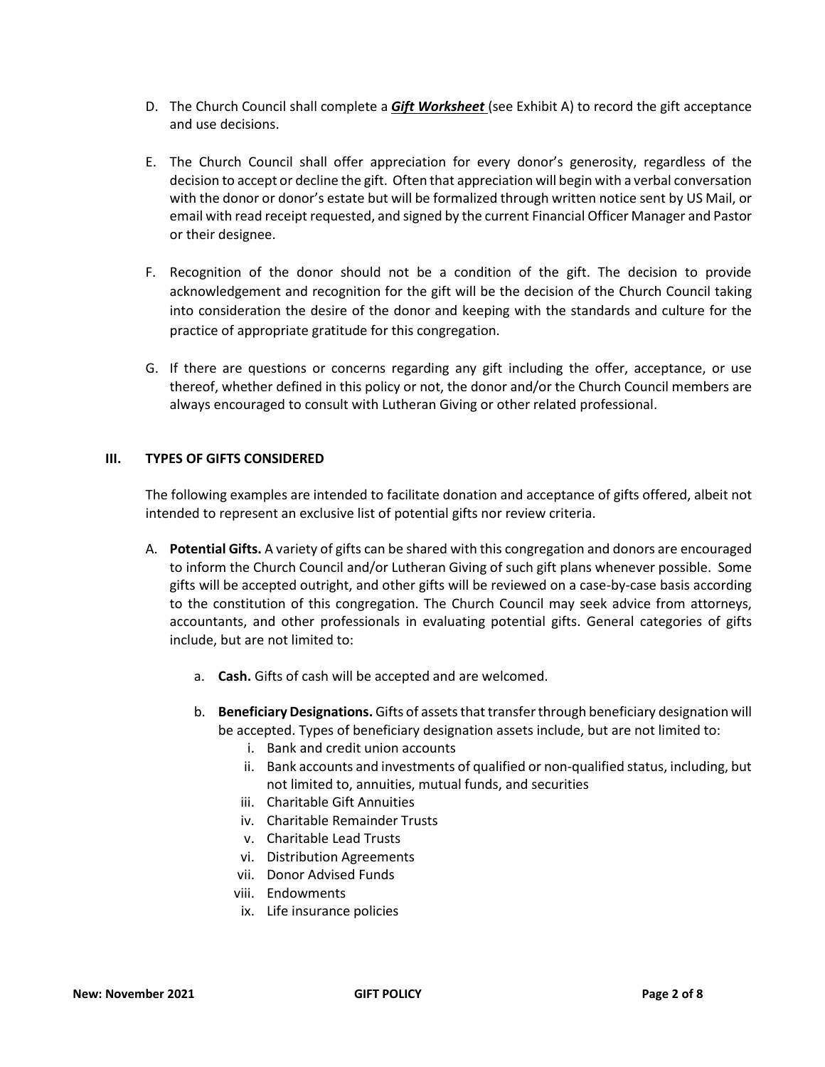D. The Church Council shall complete a ***Gift Worksheet*** (see Exhibit A) to record the gift acceptance and use decisions.

E. The Church Council shall offer appreciation for every donor's generosity, regardless of the decision to accept or decline the gift. Often that appreciation will begin with a verbal conversation with the donor or donor's estate but will be formalized through written notice sent by US Mail, or email with read receipt requested, and signed by the current Financial Officer Manager and Pastor or their designee.

F. Recognition of the donor should not be a condition of the gift. The decision to provide acknowledgement and recognition for the gift will be the decision of the Church Council taking into consideration the desire of the donor and keeping with the standards and culture for the practice of appropriate gratitude for this congregation.

G. If there are questions or concerns regarding any gift including the offer, acceptance, or use thereof, whether defined in this policy or not, the donor and/or the Church Council members are always encouraged to consult with Lutheran Giving or other related professional.

## III. TYPES OF GIFTS CONSIDERED

The following examples are intended to facilitate donation and acceptance of gifts offered, albeit not intended to represent an exclusive list of potential gifts nor review criteria.

A. **Potential Gifts.** A variety of gifts can be shared with this congregation and donors are encouraged to inform the Church Council and/or Lutheran Giving of such gift plans whenever possible. Some gifts will be accepted outright, and other gifts will be reviewed on a case-by-case basis according to the constitution of this congregation. The Church Council may seek advice from attorneys, accountants, and other professionals in evaluating potential gifts. General categories of gifts include, but are not limited to:

   a. **Cash.** Gifts of cash will be accepted and are welcomed.

   b. **Beneficiary Designations.** Gifts of assets that transfer through beneficiary designation will be accepted. Types of beneficiary designation assets include, but are not limited to:
      - i. Bank and credit union accounts
      - ii. Bank accounts and investments of qualified or non-qualified status, including, but not limited to, annuities, mutual funds, and securities
      - iii. Charitable Gift Annuities
      - iv. Charitable Remainder Trusts
      - v. Charitable Lead Trusts
      - vi. Distribution Agreements
      - vii. Donor Advised Funds
      - viii. Endowments
      - ix. Life insurance policies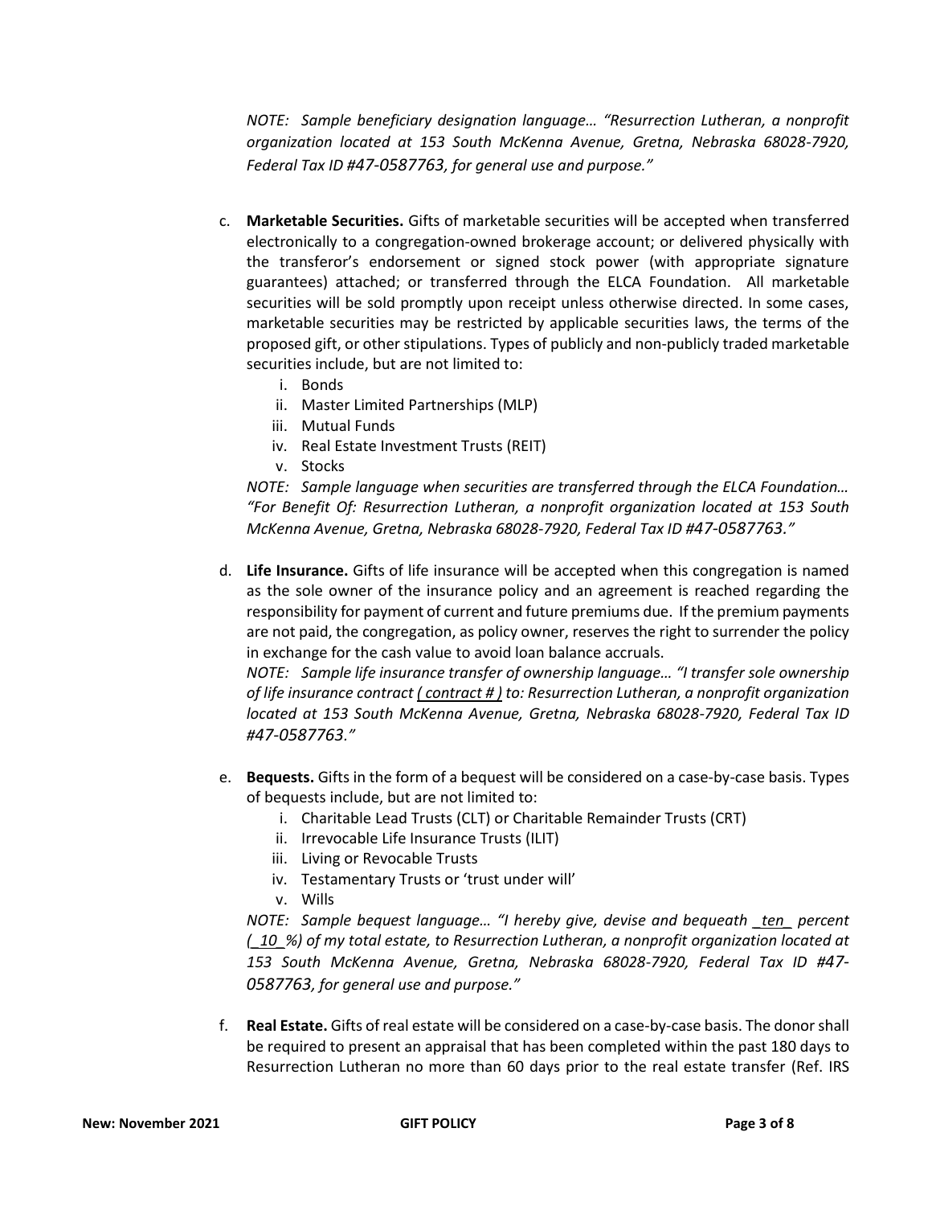*NOTE: Sample beneficiary designation language… "Resurrection Lutheran, a nonprofit organization located at 153 South McKenna Avenue, Gretna, Nebraska 68028-7920, Federal Tax ID #47-0587763, for general use and purpose."*

c. **Marketable Securities.** Gifts of marketable securities will be accepted when transferred electronically to a congregation-owned brokerage account; or delivered physically with the transferor's endorsement or signed stock power (with appropriate signature guarantees) attached; or transferred through the ELCA Foundation. All marketable securities will be sold promptly upon receipt unless otherwise directed. In some cases, marketable securities may be restricted by applicable securities laws, the terms of the proposed gift, or other stipulations. Types of publicly and non-publicly traded marketable securities include, but are not limited to:
   i. Bonds
   ii. Master Limited Partnerships (MLP)
   iii. Mutual Funds
   iv. Real Estate Investment Trusts (REIT)
   v. Stocks

   *NOTE: Sample language when securities are transferred through the ELCA Foundation… "For Benefit Of: Resurrection Lutheran, a nonprofit organization located at 153 South McKenna Avenue, Gretna, Nebraska 68028-7920, Federal Tax ID #47-0587763."*

d. **Life Insurance.** Gifts of life insurance will be accepted when this congregation is named as the sole owner of the insurance policy and an agreement is reached regarding the responsibility for payment of current and future premiums due. If the premium payments are not paid, the congregation, as policy owner, reserves the right to surrender the policy in exchange for the cash value to avoid loan balance accruals.

   *NOTE: Sample life insurance transfer of ownership language… "I transfer sole ownership of life insurance contract <u>( contract # )</u> to: Resurrection Lutheran, a nonprofit organization located at 153 South McKenna Avenue, Gretna, Nebraska 68028-7920, Federal Tax ID #47-0587763."*

e. **Bequests.** Gifts in the form of a bequest will be considered on a case-by-case basis. Types of bequests include, but are not limited to:
   i. Charitable Lead Trusts (CLT) or Charitable Remainder Trusts (CRT)
   ii. Irrevocable Life Insurance Trusts (ILIT)
   iii. Living or Revocable Trusts
   iv. Testamentary Trusts or 'trust under will'
   v. Wills

   *NOTE: Sample bequest language… "I hereby give, devise and bequeath <u>ten</u> percent (<u>10</u>%) of my total estate, to Resurrection Lutheran, a nonprofit organization located at 153 South McKenna Avenue, Gretna, Nebraska 68028-7920, Federal Tax ID #47-0587763, for general use and purpose."*

f. **Real Estate.** Gifts of real estate will be considered on a case-by-case basis. The donor shall be required to present an appraisal that has been completed within the past 180 days to Resurrection Lutheran no more than 60 days prior to the real estate transfer (Ref. IRS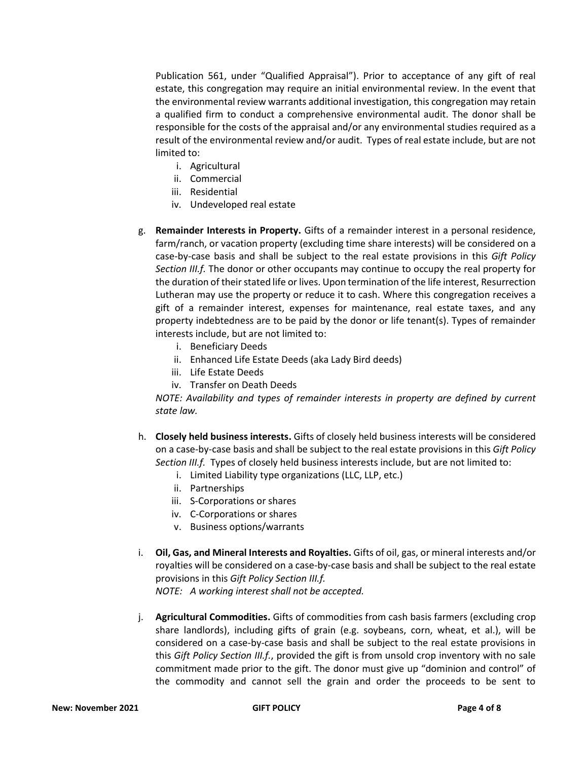Publication 561, under "Qualified Appraisal"). Prior to acceptance of any gift of real estate, this congregation may require an initial environmental review. In the event that the environmental review warrants additional investigation, this congregation may retain a qualified firm to conduct a comprehensive environmental audit. The donor shall be responsible for the costs of the appraisal and/or any environmental studies required as a result of the environmental review and/or audit. Types of real estate include, but are not limited to:

   i. Agricultural
   ii. Commercial
   iii. Residential
   iv. Undeveloped real estate

g. **Remainder Interests in Property.** Gifts of a remainder interest in a personal residence, farm/ranch, or vacation property (excluding time share interests) will be considered on a case-by-case basis and shall be subject to the real estate provisions in this *Gift Policy Section III.f.* The donor or other occupants may continue to occupy the real property for the duration of their stated life or lives. Upon termination of the life interest, Resurrection Lutheran may use the property or reduce it to cash. Where this congregation receives a gift of a remainder interest, expenses for maintenance, real estate taxes, and any property indebtedness are to be paid by the donor or life tenant(s). Types of remainder interests include, but are not limited to:

   i. Beneficiary Deeds
   ii. Enhanced Life Estate Deeds (aka Lady Bird deeds)
   iii. Life Estate Deeds
   iv. Transfer on Death Deeds

   *NOTE: Availability and types of remainder interests in property are defined by current state law.*

h. **Closely held business interests.** Gifts of closely held business interests will be considered on a case-by-case basis and shall be subject to the real estate provisions in this *Gift Policy Section III.f.* Types of closely held business interests include, but are not limited to:

   i. Limited Liability type organizations (LLC, LLP, etc.)
   ii. Partnerships
   iii. S-Corporations or shares
   iv. C-Corporations or shares
   v. Business options/warrants

i. **Oil, Gas, and Mineral Interests and Royalties.** Gifts of oil, gas, or mineral interests and/or royalties will be considered on a case-by-case basis and shall be subject to the real estate provisions in this *Gift Policy Section III.f.*

   *NOTE: A working interest shall not be accepted.*

j. **Agricultural Commodities.** Gifts of commodities from cash basis farmers (excluding crop share landlords), including gifts of grain (e.g. soybeans, corn, wheat, et al.), will be considered on a case-by-case basis and shall be subject to the real estate provisions in this *Gift Policy Section III.f.*, provided the gift is from unsold crop inventory with no sale commitment made prior to the gift. The donor must give up "dominion and control" of the commodity and cannot sell the grain and order the proceeds to be sent to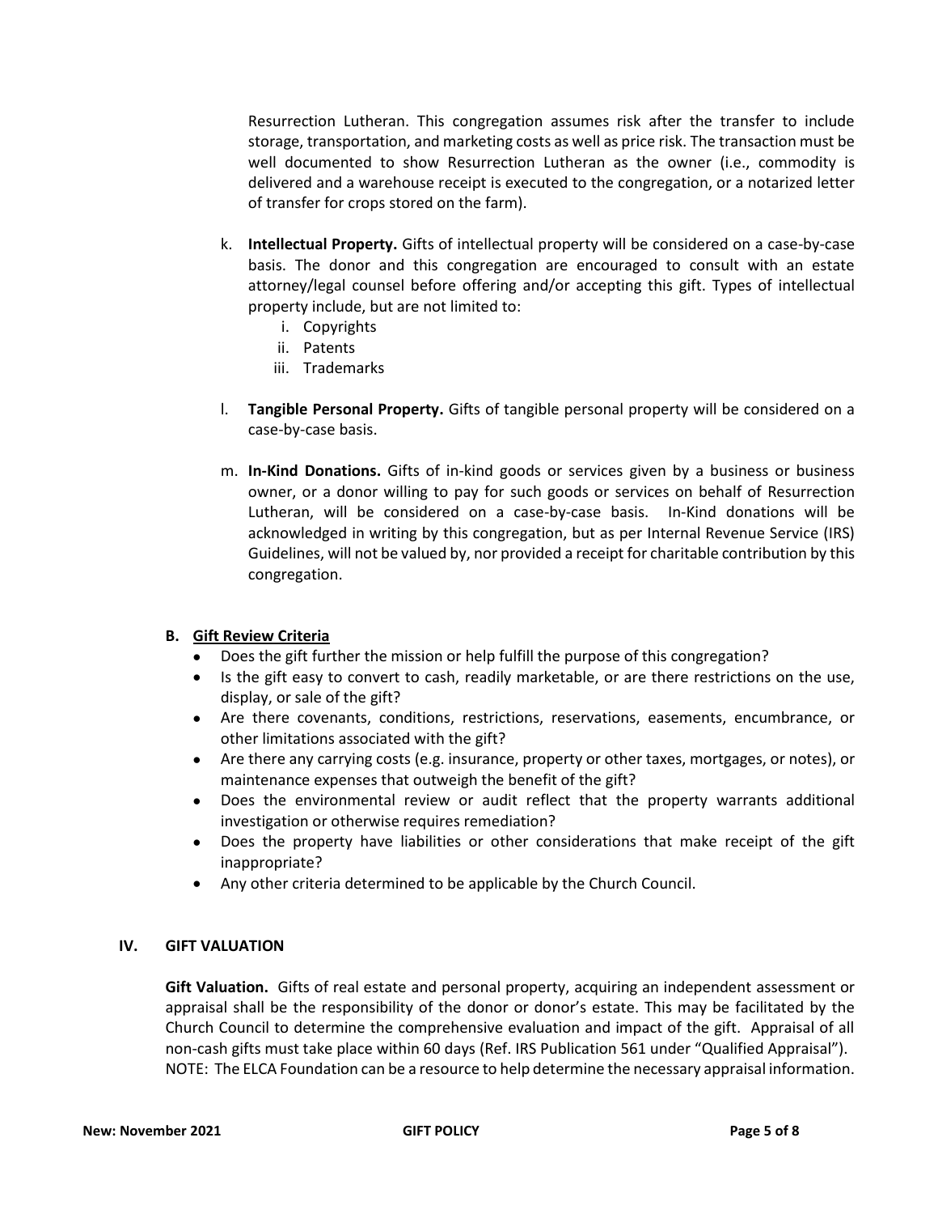Resurrection Lutheran. This congregation assumes risk after the transfer to include storage, transportation, and marketing costs as well as price risk. The transaction must be well documented to show Resurrection Lutheran as the owner (i.e., commodity is delivered and a warehouse receipt is executed to the congregation, or a notarized letter of transfer for crops stored on the farm).

k. **Intellectual Property.** Gifts of intellectual property will be considered on a case-by-case basis. The donor and this congregation are encouraged to consult with an estate attorney/legal counsel before offering and/or accepting this gift. Types of intellectual property include, but are not limited to:
   i. Copyrights
   ii. Patents
   iii. Trademarks

l. **Tangible Personal Property.** Gifts of tangible personal property will be considered on a case-by-case basis.

m. **In-Kind Donations.** Gifts of in-kind goods or services given by a business or business owner, or a donor willing to pay for such goods or services on behalf of Resurrection Lutheran, will be considered on a case-by-case basis. In-Kind donations will be acknowledged in writing by this congregation, but as per Internal Revenue Service (IRS) Guidelines, will not be valued by, nor provided a receipt for charitable contribution by this congregation.

### B. Gift Review Criteria

- Does the gift further the mission or help fulfill the purpose of this congregation?
- Is the gift easy to convert to cash, readily marketable, or are there restrictions on the use, display, or sale of the gift?
- Are there covenants, conditions, restrictions, reservations, easements, encumbrance, or other limitations associated with the gift?
- Are there any carrying costs (e.g. insurance, property or other taxes, mortgages, or notes), or maintenance expenses that outweigh the benefit of the gift?
- Does the environmental review or audit reflect that the property warrants additional investigation or otherwise requires remediation?
- Does the property have liabilities or other considerations that make receipt of the gift inappropriate?
- Any other criteria determined to be applicable by the Church Council.

## IV. GIFT VALUATION

**Gift Valuation.** Gifts of real estate and personal property, acquiring an independent assessment or appraisal shall be the responsibility of the donor or donor's estate. This may be facilitated by the Church Council to determine the comprehensive evaluation and impact of the gift. Appraisal of all non-cash gifts must take place within 60 days (Ref. IRS Publication 561 under "Qualified Appraisal").
NOTE: The ELCA Foundation can be a resource to help determine the necessary appraisal information.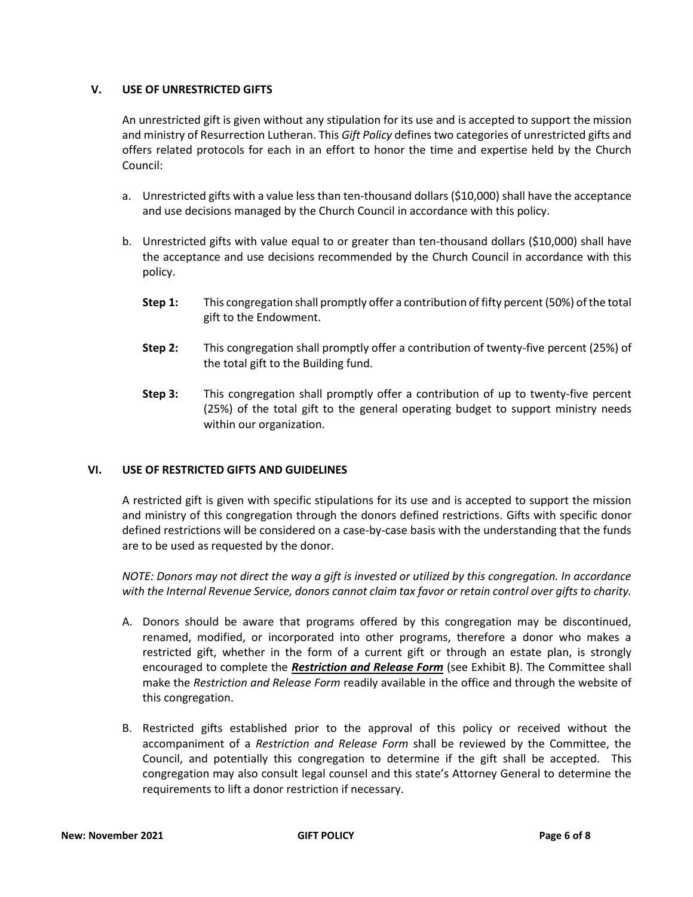## V. USE OF UNRESTRICTED GIFTS

An unrestricted gift is given without any stipulation for its use and is accepted to support the mission and ministry of Resurrection Lutheran. This *Gift Policy* defines two categories of unrestricted gifts and offers related protocols for each in an effort to honor the time and expertise held by the Church Council:

a. Unrestricted gifts with a value less than ten-thousand dollars ($10,000) shall have the acceptance and use decisions managed by the Church Council in accordance with this policy.

b. Unrestricted gifts with value equal to or greater than ten-thousand dollars ($10,000) shall have the acceptance and use decisions recommended by the Church Council in accordance with this policy.

   **Step 1:** This congregation shall promptly offer a contribution of fifty percent (50%) of the total gift to the Endowment.

   **Step 2:** This congregation shall promptly offer a contribution of twenty-five percent (25%) of the total gift to the Building fund.

   **Step 3:** This congregation shall promptly offer a contribution of up to twenty-five percent (25%) of the total gift to the general operating budget to support ministry needs within our organization.

## VI. USE OF RESTRICTED GIFTS AND GUIDELINES

A restricted gift is given with specific stipulations for its use and is accepted to support the mission and ministry of this congregation through the donors defined restrictions. Gifts with specific donor defined restrictions will be considered on a case-by-case basis with the understanding that the funds are to be used as requested by the donor.

*NOTE: Donors may not direct the way a gift is invested or utilized by this congregation. In accordance with the Internal Revenue Service, donors cannot claim tax favor or retain control over gifts to charity.*

A. Donors should be aware that programs offered by this congregation may be discontinued, renamed, modified, or incorporated into other programs, therefore a donor who makes a restricted gift, whether in the form of a current gift or through an estate plan, is strongly encouraged to complete the ***Restriction and Release Form*** (see Exhibit B). The Committee shall make the *Restriction and Release Form* readily available in the office and through the website of this congregation.

B. Restricted gifts established prior to the approval of this policy or received without the accompaniment of a *Restriction and Release Form* shall be reviewed by the Committee, the Council, and potentially this congregation to determine if the gift shall be accepted. This congregation may also consult legal counsel and this state's Attorney General to determine the requirements to lift a donor restriction if necessary.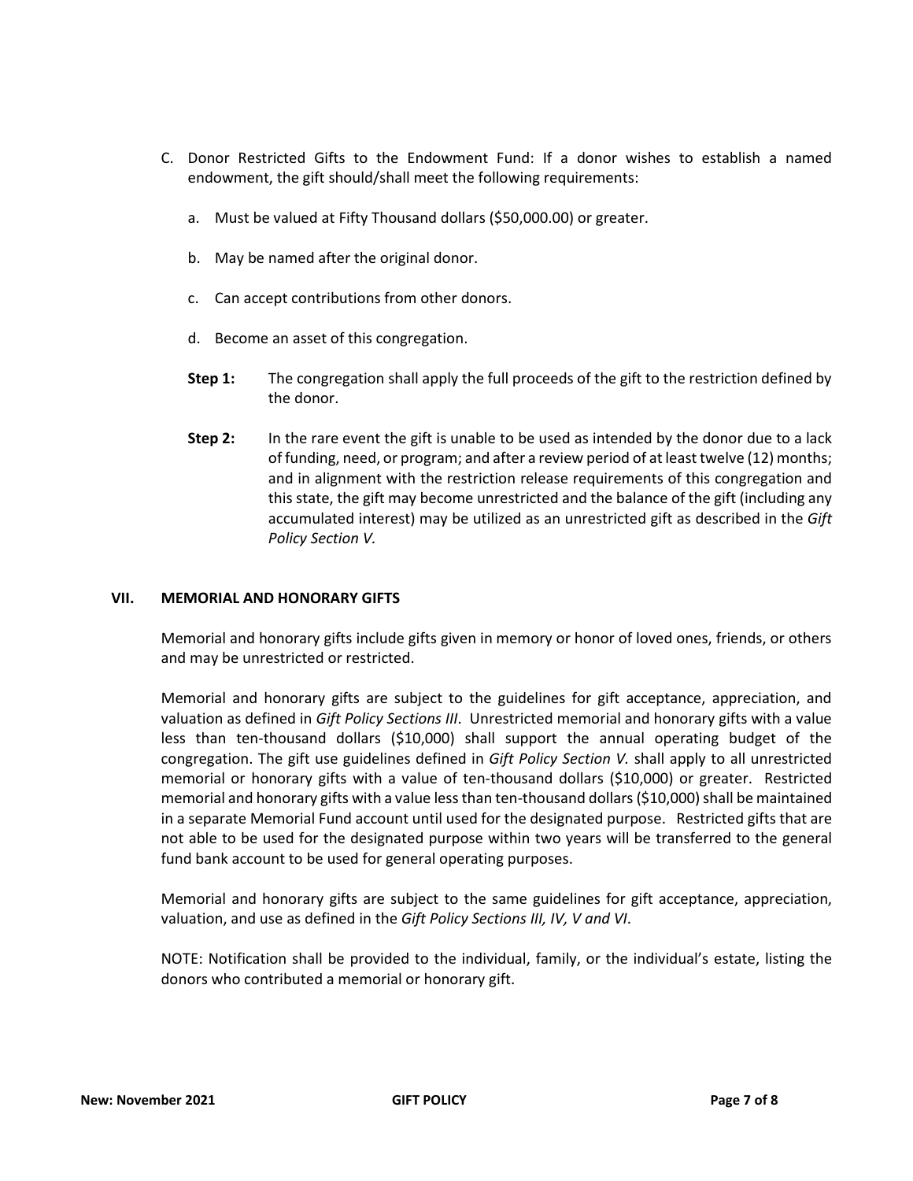C. Donor Restricted Gifts to the Endowment Fund: If a donor wishes to establish a named endowment, the gift should/shall meet the following requirements:

   a. Must be valued at Fifty Thousand dollars ($50,000.00) or greater.

   b. May be named after the original donor.

   c. Can accept contributions from other donors.

   d. Become an asset of this congregation.

   **Step 1:** The congregation shall apply the full proceeds of the gift to the restriction defined by the donor.

   **Step 2:** In the rare event the gift is unable to be used as intended by the donor due to a lack of funding, need, or program; and after a review period of at least twelve (12) months; and in alignment with the restriction release requirements of this congregation and this state, the gift may become unrestricted and the balance of the gift (including any accumulated interest) may be utilized as an unrestricted gift as described in the *Gift Policy Section V.*

## VII. MEMORIAL AND HONORARY GIFTS

Memorial and honorary gifts include gifts given in memory or honor of loved ones, friends, or others and may be unrestricted or restricted.

Memorial and honorary gifts are subject to the guidelines for gift acceptance, appreciation, and valuation as defined in *Gift Policy Sections III*. Unrestricted memorial and honorary gifts with a value less than ten-thousand dollars ($10,000) shall support the annual operating budget of the congregation. The gift use guidelines defined in *Gift Policy Section V.* shall apply to all unrestricted memorial or honorary gifts with a value of ten-thousand dollars ($10,000) or greater. Restricted memorial and honorary gifts with a value less than ten-thousand dollars ($10,000) shall be maintained in a separate Memorial Fund account until used for the designated purpose. Restricted gifts that are not able to be used for the designated purpose within two years will be transferred to the general fund bank account to be used for general operating purposes.

Memorial and honorary gifts are subject to the same guidelines for gift acceptance, appreciation, valuation, and use as defined in the *Gift Policy Sections III, IV, V and VI*.

NOTE: Notification shall be provided to the individual, family, or the individual's estate, listing the donors who contributed a memorial or honorary gift.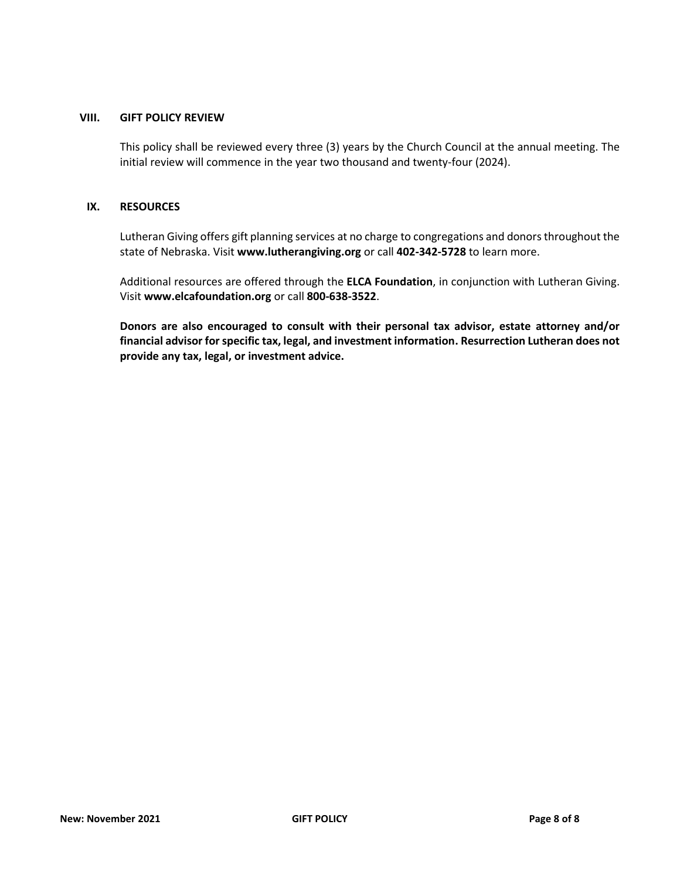## VIII. GIFT POLICY REVIEW

This policy shall be reviewed every three (3) years by the Church Council at the annual meeting. The initial review will commence in the year two thousand and twenty-four (2024).

## IX. RESOURCES

Lutheran Giving offers gift planning services at no charge to congregations and donors throughout the state of Nebraska. Visit **www.lutherangiving.org** or call **402-342-5728** to learn more.

Additional resources are offered through the **ELCA Foundation**, in conjunction with Lutheran Giving. Visit **www.elcafoundation.org** or call **800-638-3522**.

**Donors are also encouraged to consult with their personal tax advisor, estate attorney and/or financial advisor for specific tax, legal, and investment information. Resurrection Lutheran does not provide any tax, legal, or investment advice.**